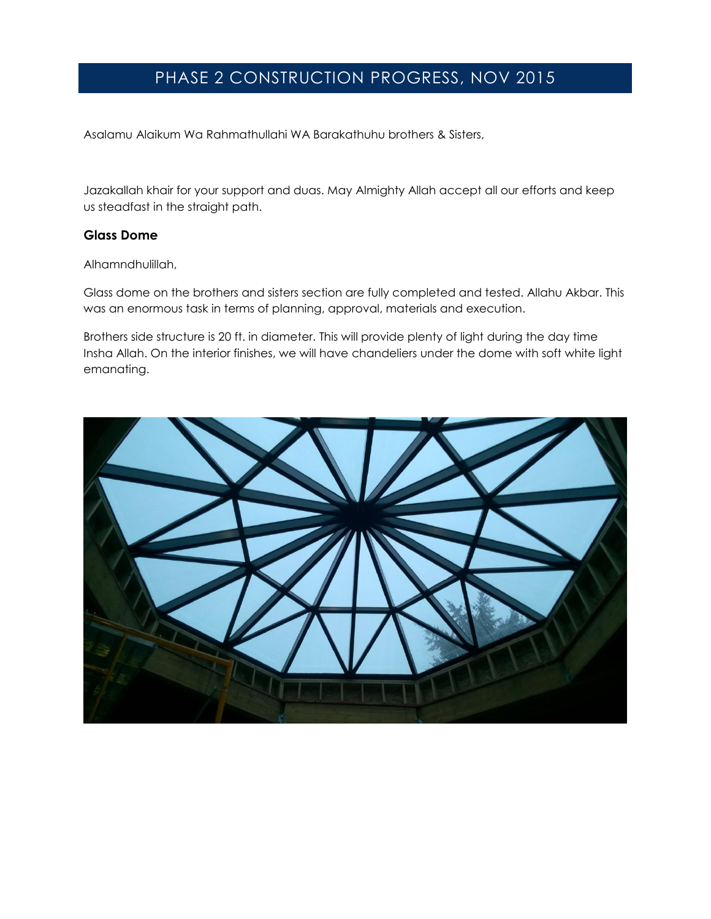# PHASE 2 CONSTRUCTION PROGRESS, NOV 2015

Asalamu Alaikum Wa Rahmathullahi WA Barakathuhu brothers & Sisters,

Jazakallah khair for your support and duas. May Almighty Allah accept all our efforts and keep us steadfast in the straight path.

### Glass Dome

Alhamndhulillah,

Glass dome on the brothers and sisters section are fully completed and tested. Allahu Akbar. This was an enormous task in terms of planning, approval, materials and execution.

Brothers side structure is 20 ft. in diameter. This will provide plenty of light during the day time Insha Allah. On the interior finishes, we will have chandeliers under the dome with soft white light emanating.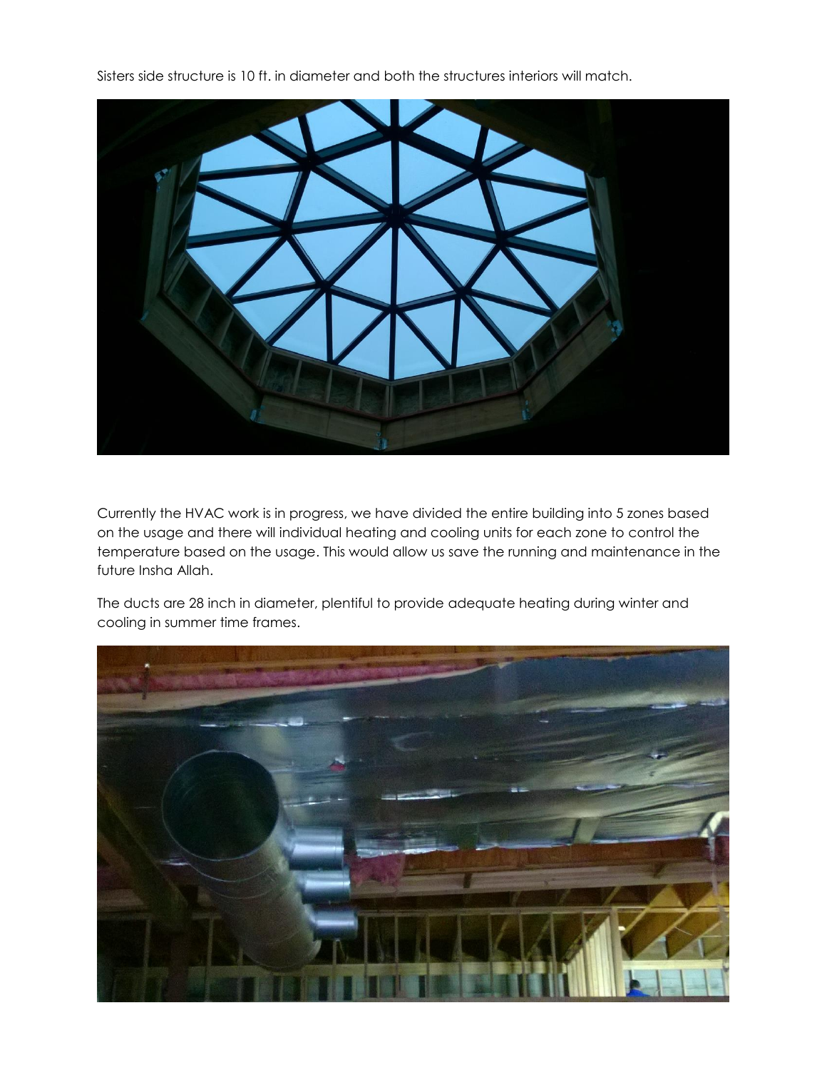Sisters side structure is 10 ft. in diameter and both the structures interiors will match.

Currently the HVAC work is in progress, we have divided the entire building into 5 zones based on the usage and there will individual heating and cooling units for each zone to control the temperature based on the usage. This would allow us save the running and maintenance in the future Insha Allah.

The ducts are 28 inch in diameter, plentiful to provide adequate heating during winter and cooling in summer time frames.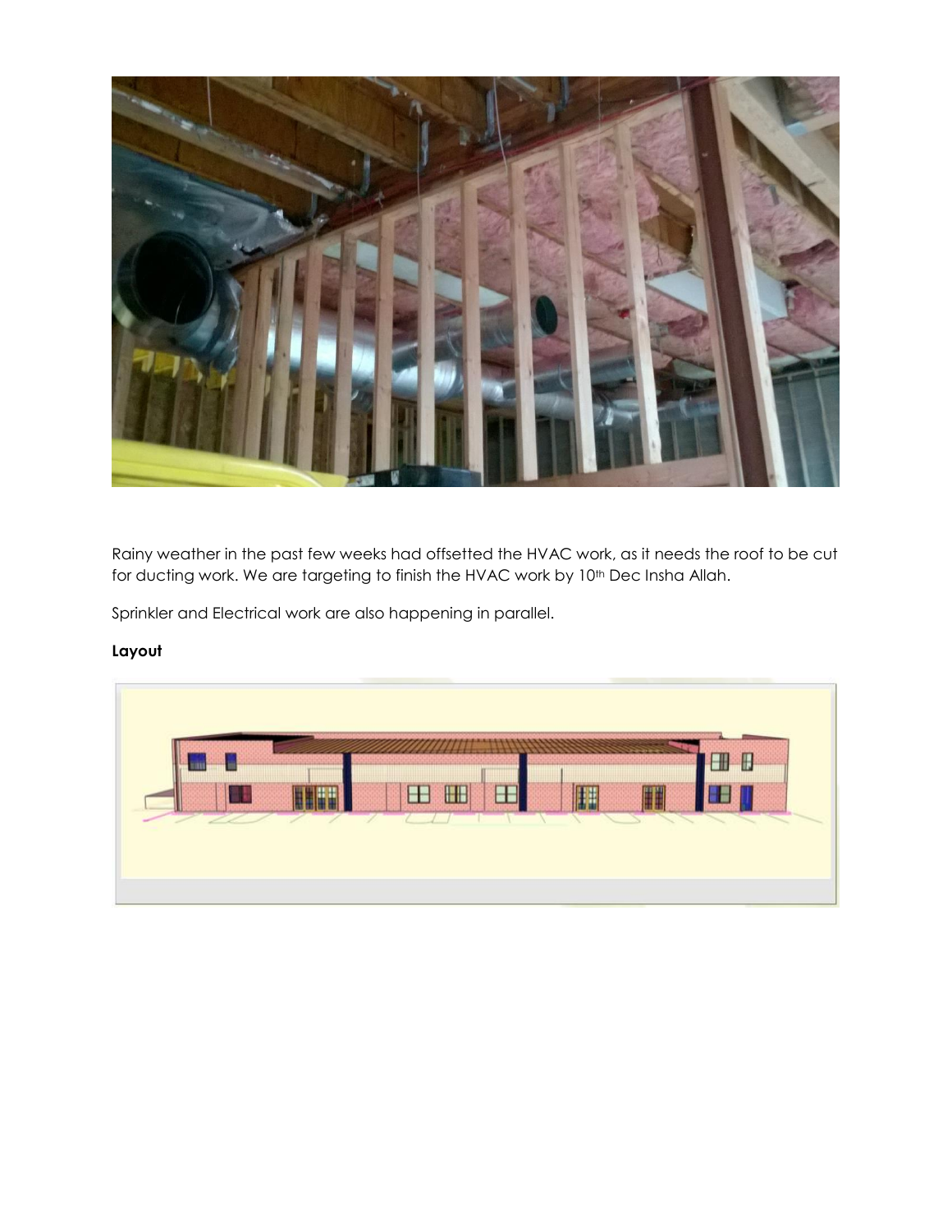Rainy weather in the past few weeks had offsetted the HVAC work, as it needs the roof to be cut for ducting work. We are targeting to finish the HVAC work by 10th Dec Insha Allah.

Sprinkler and Electrical work are also happening in parallel.

**Layout**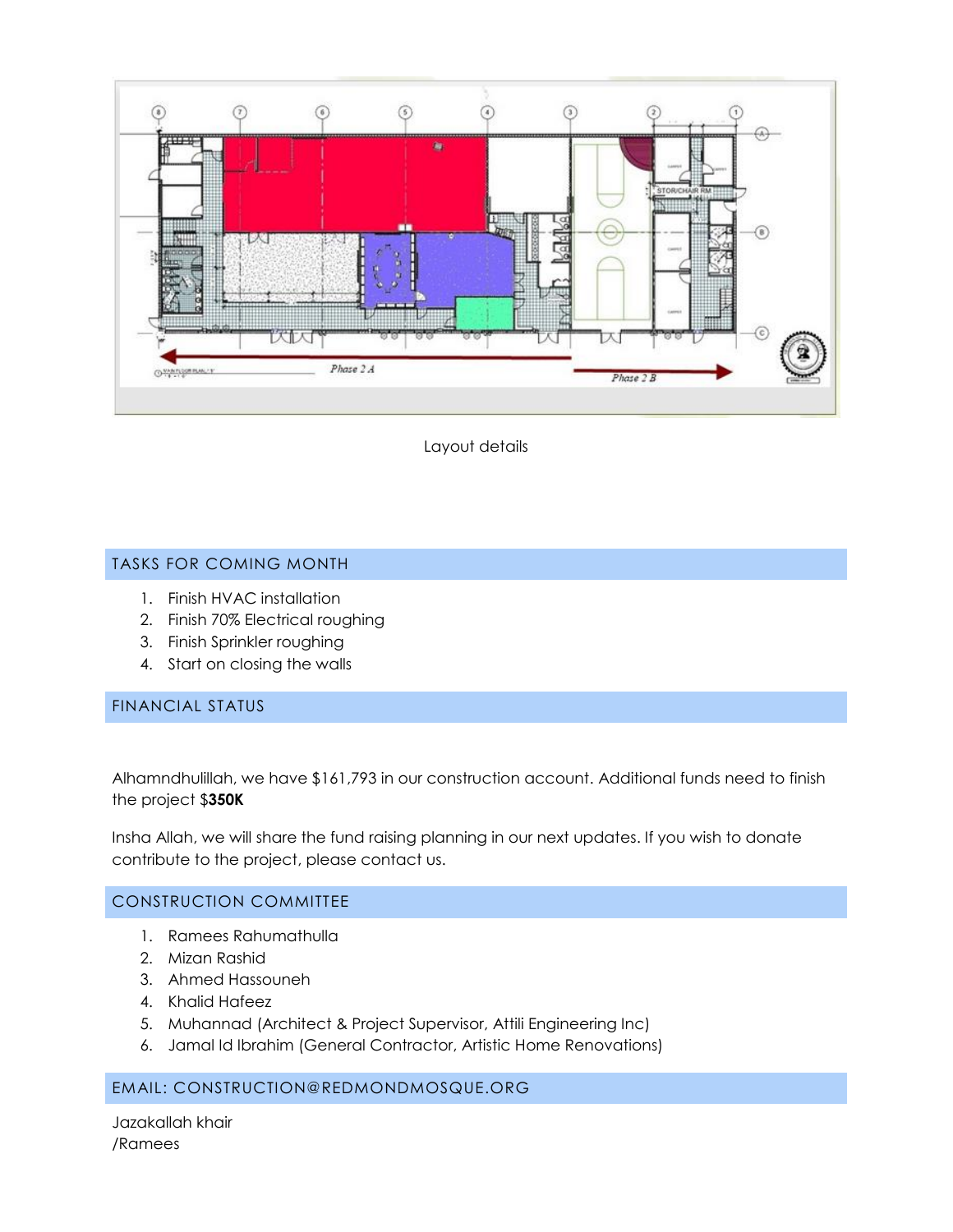Layout details

## TASKS FOR COMING MONTH

1. Finish HVAC installation
2. Finish 70% Electrical roughing
3. Finish Sprinkler roughing
4. Start on closing the walls

## FINANCIAL STATUS

Alhamndhulillah, we have $161,793 in our construction account. Additional funds need to finish the project $**350K**

Insha Allah, we will share the fund raising planning in our next updates. If you wish to donate contribute to the project, please contact us.

## CONSTRUCTION COMMITTEE

1. Ramees Rahumathulla
2. Mizan Rashid
3. Ahmed Hassouneh
4. Khalid Hafeez
5. Muhannad (Architect & Project Supervisor, Attili Engineering Inc)
6. Jamal Id Ibrahim (General Contractor, Artistic Home Renovations)

## EMAIL: CONSTRUCTION@REDMONDMOSQUE.ORG

Jazakallah khair
/Ramees